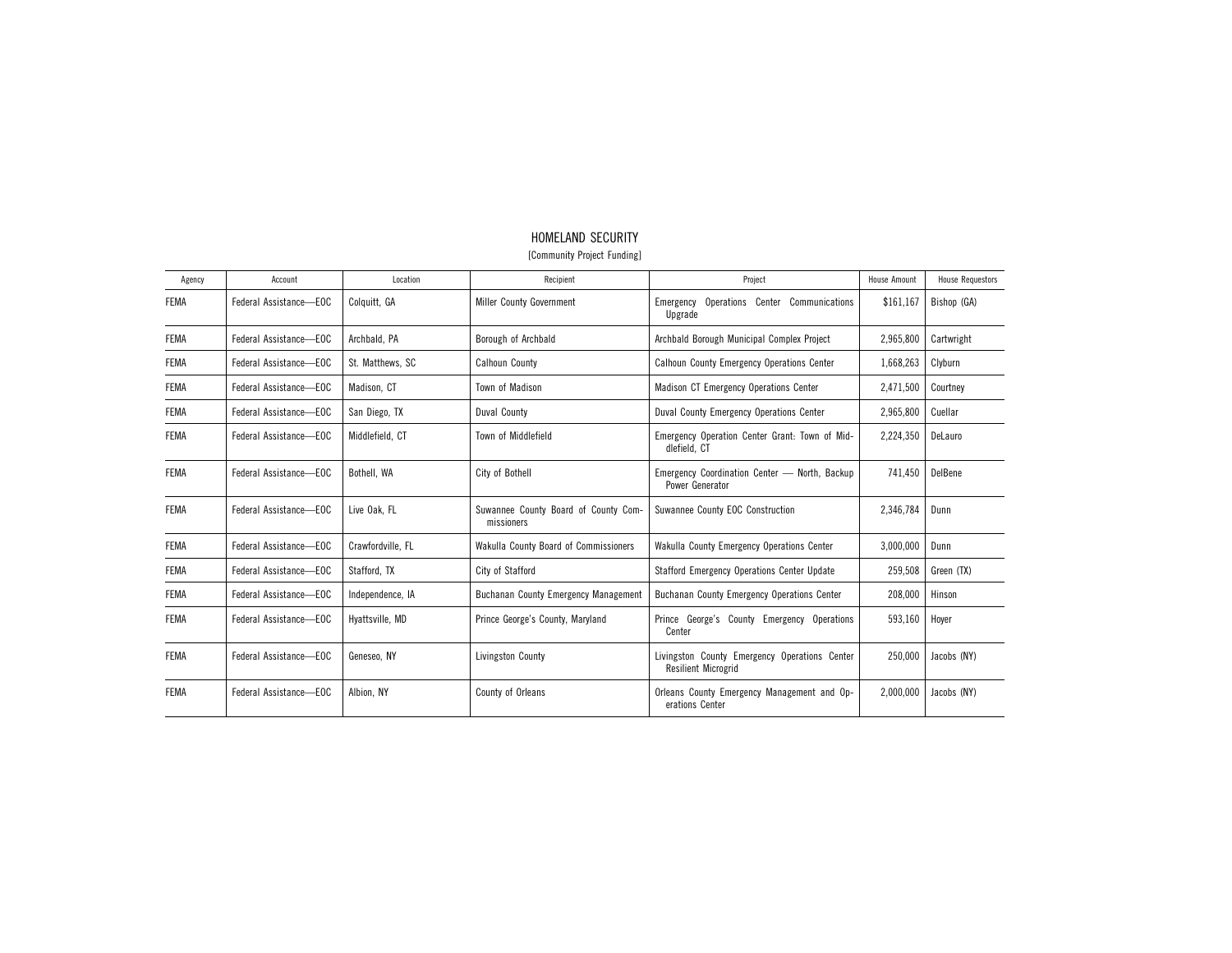# HOMELAND SECURITY

[Community Project Funding]

| Agency | Account | Location | Recipient | Project | House Amount | House Requestors |
|---|---|---|---|---|---|---|
| FEMA | Federal Assistance—EOC | Colquitt, GA | Miller County Government | Emergency Operations Center Communications Upgrade | $161,167 | Bishop (GA) |
| FEMA | Federal Assistance—EOC | Archbald, PA | Borough of Archbald | Archbald Borough Municipal Complex Project | 2,965,800 | Cartwright |
| FEMA | Federal Assistance—EOC | St. Matthews, SC | Calhoun County | Calhoun County Emergency Operations Center | 1,668,263 | Clyburn |
| FEMA | Federal Assistance—EOC | Madison, CT | Town of Madison | Madison CT Emergency Operations Center | 2,471,500 | Courtney |
| FEMA | Federal Assistance—EOC | San Diego, TX | Duval County | Duval County Emergency Operations Center | 2,965,800 | Cuellar |
| FEMA | Federal Assistance—EOC | Middlefield, CT | Town of Middlefield | Emergency Operation Center Grant: Town of Middlefield, CT | 2,224,350 | DeLauro |
| FEMA | Federal Assistance—EOC | Bothell, WA | City of Bothell | Emergency Coordination Center — North, Backup Power Generator | 741,450 | DelBene |
| FEMA | Federal Assistance—EOC | Live Oak, FL | Suwannee County Board of County Commissioners | Suwannee County EOC Construction | 2,346,784 | Dunn |
| FEMA | Federal Assistance—EOC | Crawfordville, FL | Wakulla County Board of Commissioners | Wakulla County Emergency Operations Center | 3,000,000 | Dunn |
| FEMA | Federal Assistance—EOC | Stafford, TX | City of Stafford | Stafford Emergency Operations Center Update | 259,508 | Green (TX) |
| FEMA | Federal Assistance—EOC | Independence, IA | Buchanan County Emergency Management | Buchanan County Emergency Operations Center | 208,000 | Hinson |
| FEMA | Federal Assistance—EOC | Hyattsville, MD | Prince George's County, Maryland | Prince George's County Emergency Operations Center | 593,160 | Hoyer |
| FEMA | Federal Assistance—EOC | Geneseo, NY | Livingston County | Livingston County Emergency Operations Center Resilient Microgrid | 250,000 | Jacobs (NY) |
| FEMA | Federal Assistance—EOC | Albion, NY | County of Orleans | Orleans County Emergency Management and Operations Center | 2,000,000 | Jacobs (NY) |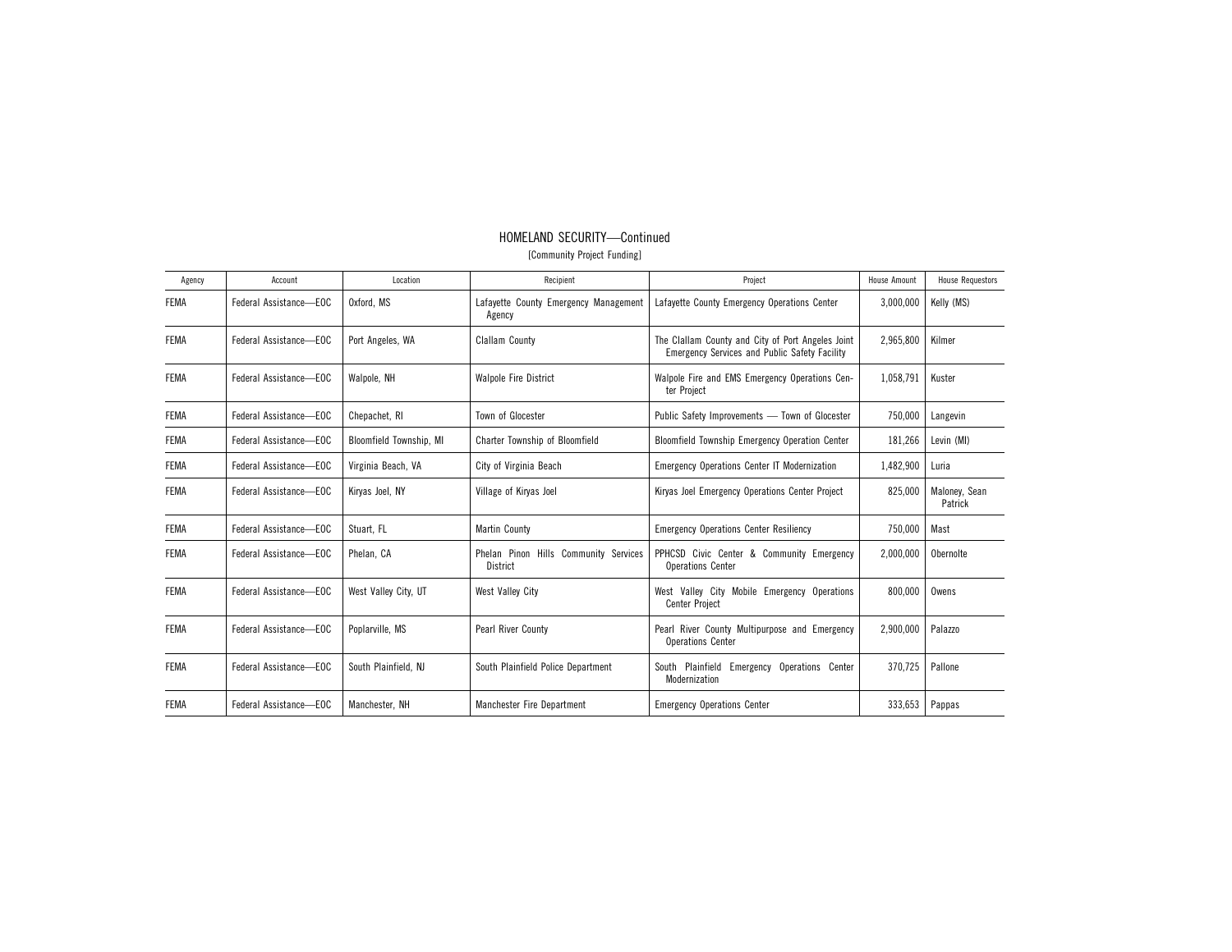## HOMELAND SECURITY—Continued

[Community Project Funding]

| Agency | Account | Location | Recipient | Project | House Amount | House Requestors |
|---|---|---|---|---|---|---|
| FEMA | Federal Assistance—EOC | Oxford, MS | Lafayette County Emergency Management Agency | Lafayette County Emergency Operations Center | 3,000,000 | Kelly (MS) |
| FEMA | Federal Assistance—EOC | Port Angeles, WA | Clallam County | The Clallam County and City of Port Angeles Joint Emergency Services and Public Safety Facility | 2,965,800 | Kilmer |
| FEMA | Federal Assistance—EOC | Walpole, NH | Walpole Fire District | Walpole Fire and EMS Emergency Operations Center Project | 1,058,791 | Kuster |
| FEMA | Federal Assistance—EOC | Chepachet, RI | Town of Glocester | Public Safety Improvements — Town of Glocester | 750,000 | Langevin |
| FEMA | Federal Assistance—EOC | Bloomfield Township, MI | Charter Township of Bloomfield | Bloomfield Township Emergency Operation Center | 181,266 | Levin (MI) |
| FEMA | Federal Assistance—EOC | Virginia Beach, VA | City of Virginia Beach | Emergency Operations Center IT Modernization | 1,482,900 | Luria |
| FEMA | Federal Assistance—EOC | Kiryas Joel, NY | Village of Kiryas Joel | Kiryas Joel Emergency Operations Center Project | 825,000 | Maloney, Sean Patrick |
| FEMA | Federal Assistance—EOC | Stuart, FL | Martin County | Emergency Operations Center Resiliency | 750,000 | Mast |
| FEMA | Federal Assistance—EOC | Phelan, CA | Phelan Pinon Hills Community Services District | PPHCSD Civic Center & Community Emergency Operations Center | 2,000,000 | Obernolte |
| FEMA | Federal Assistance—EOC | West Valley City, UT | West Valley City | West Valley City Mobile Emergency Operations Center Project | 800,000 | Owens |
| FEMA | Federal Assistance—EOC | Poplarville, MS | Pearl River County | Pearl River County Multipurpose and Emergency Operations Center | 2,900,000 | Palazzo |
| FEMA | Federal Assistance—EOC | South Plainfield, NJ | South Plainfield Police Department | South Plainfield Emergency Operations Center Modernization | 370,725 | Pallone |
| FEMA | Federal Assistance—EOC | Manchester, NH | Manchester Fire Department | Emergency Operations Center | 333,653 | Pappas |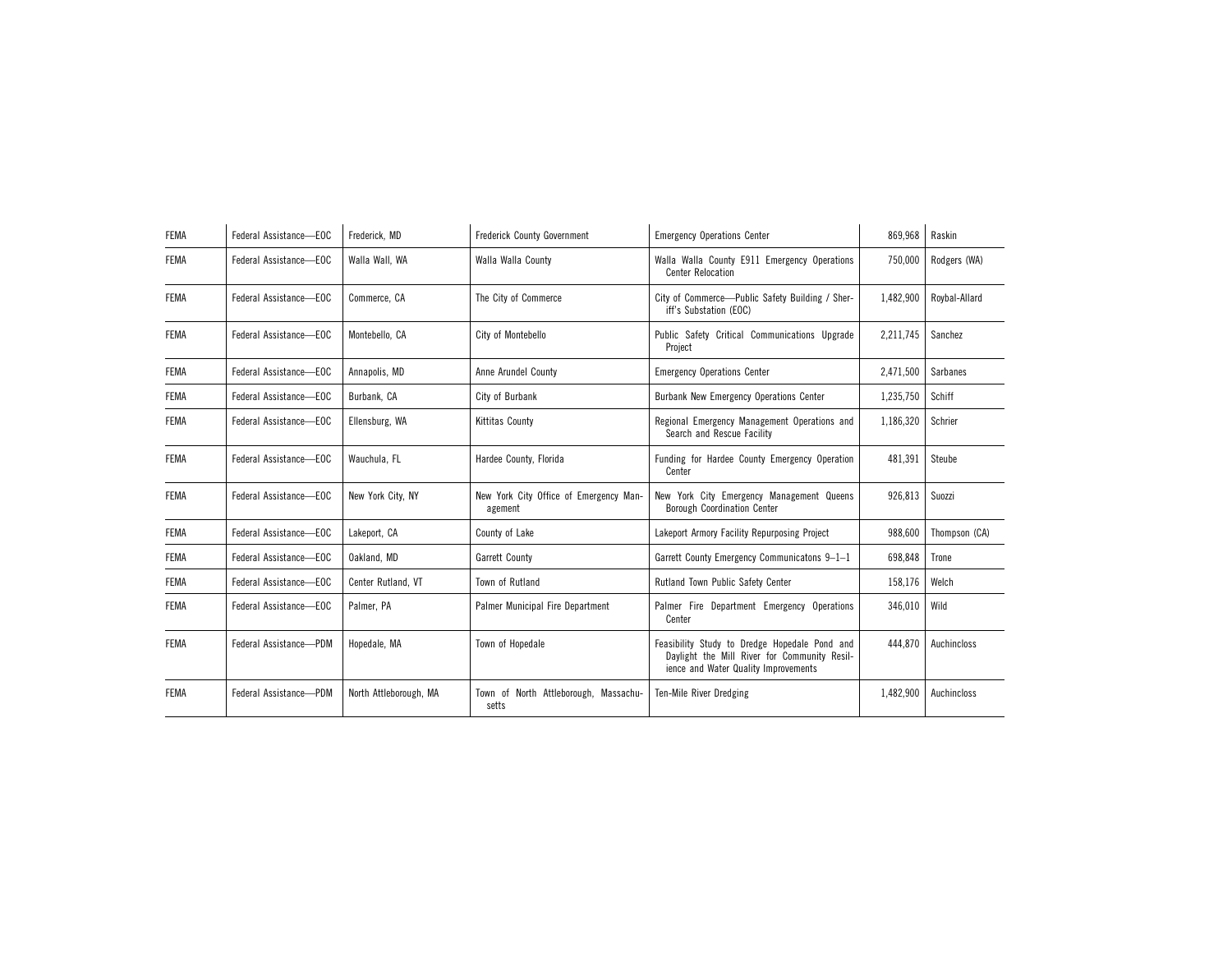| FEMA | Federal Assistance—EOC | Frederick, MD | Frederick County Government | Emergency Operations Center | 869,968 | Raskin |
|---|---|---|---|---|---|---|
| FEMA | Federal Assistance—EOC | Walla Wall, WA | Walla Walla County | Walla Walla County E911 Emergency Operations Center Relocation | 750,000 | Rodgers (WA) |
| FEMA | Federal Assistance—EOC | Commerce, CA | The City of Commerce | City of Commerce—Public Safety Building / Sheriff's Substation (EOC) | 1,482,900 | Roybal-Allard |
| FEMA | Federal Assistance—EOC | Montebello, CA | City of Montebello | Public Safety Critical Communications Upgrade Project | 2,211,745 | Sanchez |
| FEMA | Federal Assistance—EOC | Annapolis, MD | Anne Arundel County | Emergency Operations Center | 2,471,500 | Sarbanes |
| FEMA | Federal Assistance—EOC | Burbank, CA | City of Burbank | Burbank New Emergency Operations Center | 1,235,750 | Schiff |
| FEMA | Federal Assistance—EOC | Ellensburg, WA | Kittitas County | Regional Emergency Management Operations and Search and Rescue Facility | 1,186,320 | Schrier |
| FEMA | Federal Assistance—EOC | Wauchula, FL | Hardee County, Florida | Funding for Hardee County Emergency Operation Center | 481,391 | Steube |
| FEMA | Federal Assistance—EOC | New York City, NY | New York City Office of Emergency Management | New York City Emergency Management Queens Borough Coordination Center | 926,813 | Suozzi |
| FEMA | Federal Assistance—EOC | Lakeport, CA | County of Lake | Lakeport Armory Facility Repurposing Project | 988,600 | Thompson (CA) |
| FEMA | Federal Assistance—EOC | Oakland, MD | Garrett County | Garrett County Emergency Communicatons 9–1–1 | 698,848 | Trone |
| FEMA | Federal Assistance—EOC | Center Rutland, VT | Town of Rutland | Rutland Town Public Safety Center | 158,176 | Welch |
| FEMA | Federal Assistance—EOC | Palmer, PA | Palmer Municipal Fire Department | Palmer Fire Department Emergency Operations Center | 346,010 | Wild |
| FEMA | Federal Assistance—PDM | Hopedale, MA | Town of Hopedale | Feasibility Study to Dredge Hopedale Pond and Daylight the Mill River for Community Resilience and Water Quality Improvements | 444,870 | Auchincloss |
| FEMA | Federal Assistance—PDM | North Attleborough, MA | Town of North Attleborough, Massachusetts | Ten-Mile River Dredging | 1,482,900 | Auchincloss |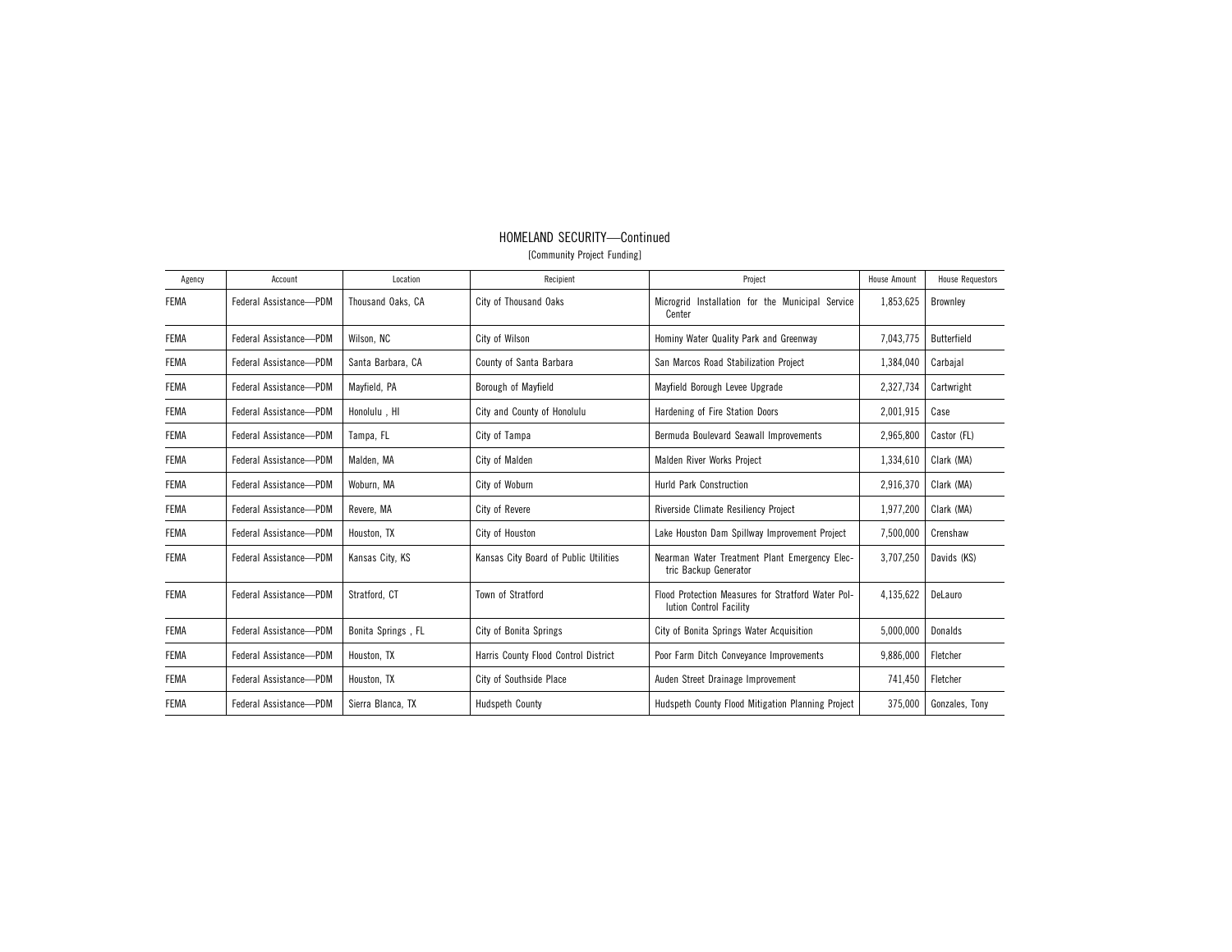## HOMELAND SECURITY—Continued

[Community Project Funding]

| Agency | Account | Location | Recipient | Project | House Amount | House Requestors |
|---|---|---|---|---|---|---|
| FEMA | Federal Assistance—PDM | Thousand Oaks, CA | City of Thousand Oaks | Microgrid Installation for the Municipal Service Center | 1,853,625 | Brownley |
| FEMA | Federal Assistance—PDM | Wilson, NC | City of Wilson | Hominy Water Quality Park and Greenway | 7,043,775 | Butterfield |
| FEMA | Federal Assistance—PDM | Santa Barbara, CA | County of Santa Barbara | San Marcos Road Stabilization Project | 1,384,040 | Carbajal |
| FEMA | Federal Assistance—PDM | Mayfield, PA | Borough of Mayfield | Mayfield Borough Levee Upgrade | 2,327,734 | Cartwright |
| FEMA | Federal Assistance—PDM | Honolulu , HI | City and County of Honolulu | Hardening of Fire Station Doors | 2,001,915 | Case |
| FEMA | Federal Assistance—PDM | Tampa, FL | City of Tampa | Bermuda Boulevard Seawall Improvements | 2,965,800 | Castor (FL) |
| FEMA | Federal Assistance—PDM | Malden, MA | City of Malden | Malden River Works Project | 1,334,610 | Clark (MA) |
| FEMA | Federal Assistance—PDM | Woburn, MA | City of Woburn | Hurld Park Construction | 2,916,370 | Clark (MA) |
| FEMA | Federal Assistance—PDM | Revere, MA | City of Revere | Riverside Climate Resiliency Project | 1,977,200 | Clark (MA) |
| FEMA | Federal Assistance—PDM | Houston, TX | City of Houston | Lake Houston Dam Spillway Improvement Project | 7,500,000 | Crenshaw |
| FEMA | Federal Assistance—PDM | Kansas City, KS | Kansas City Board of Public Utilities | Nearman Water Treatment Plant Emergency Electric Backup Generator | 3,707,250 | Davids (KS) |
| FEMA | Federal Assistance—PDM | Stratford, CT | Town of Stratford | Flood Protection Measures for Stratford Water Pollution Control Facility | 4,135,622 | DeLauro |
| FEMA | Federal Assistance—PDM | Bonita Springs , FL | City of Bonita Springs | City of Bonita Springs Water Acquisition | 5,000,000 | Donalds |
| FEMA | Federal Assistance—PDM | Houston, TX | Harris County Flood Control District | Poor Farm Ditch Conveyance Improvements | 9,886,000 | Fletcher |
| FEMA | Federal Assistance—PDM | Houston, TX | City of Southside Place | Auden Street Drainage Improvement | 741,450 | Fletcher |
| FEMA | Federal Assistance—PDM | Sierra Blanca, TX | Hudspeth County | Hudspeth County Flood Mitigation Planning Project | 375,000 | Gonzales, Tony |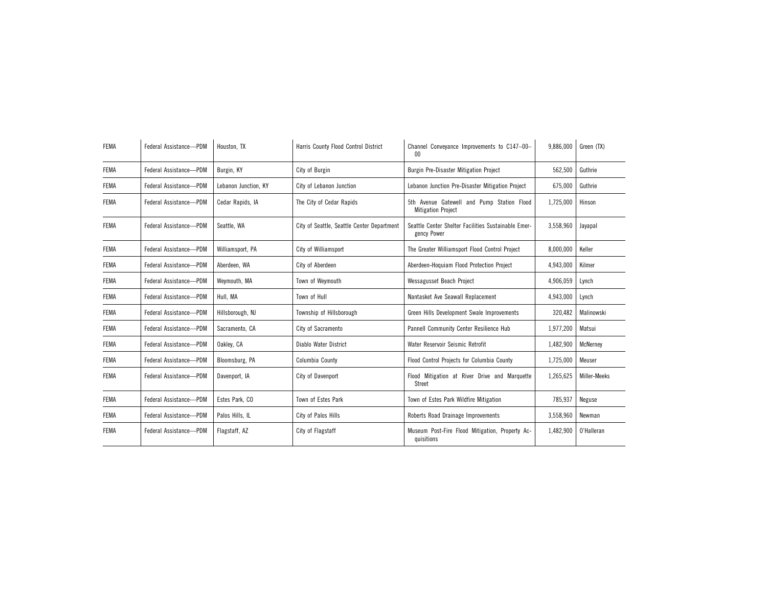| | | | | | | |
|---|---|---|---|---|---|---|
| FEMA | Federal Assistance—PDM | Houston, TX | Harris County Flood Control District | Channel Conveyance Improvements to C147–00–00 | 9,886,000 | Green (TX) |
| FEMA | Federal Assistance—PDM | Burgin, KY | City of Burgin | Burgin Pre-Disaster Mitigation Project | 562,500 | Guthrie |
| FEMA | Federal Assistance—PDM | Lebanon Junction, KY | City of Lebanon Junction | Lebanon Junction Pre-Disaster Mitigation Project | 675,000 | Guthrie |
| FEMA | Federal Assistance—PDM | Cedar Rapids, IA | The City of Cedar Rapids | 5th Avenue Gatewell and Pump Station Flood Mitigation Project | 1,725,000 | Hinson |
| FEMA | Federal Assistance—PDM | Seattle, WA | City of Seattle, Seattle Center Department | Seattle Center Shelter Facilities Sustainable Emergency Power | 3,558,960 | Jayapal |
| FEMA | Federal Assistance—PDM | Williamsport, PA | City of Williamsport | The Greater Williamsport Flood Control Project | 8,000,000 | Keller |
| FEMA | Federal Assistance—PDM | Aberdeen, WA | City of Aberdeen | Aberdeen-Hoquiam Flood Protection Project | 4,943,000 | Kilmer |
| FEMA | Federal Assistance—PDM | Weymouth, MA | Town of Weymouth | Wessagusset Beach Project | 4,906,059 | Lynch |
| FEMA | Federal Assistance—PDM | Hull, MA | Town of Hull | Nantasket Ave Seawall Replacement | 4,943,000 | Lynch |
| FEMA | Federal Assistance—PDM | Hillsborough, NJ | Township of Hillsborough | Green Hills Development Swale Improvements | 320,482 | Malinowski |
| FEMA | Federal Assistance—PDM | Sacramento, CA | City of Sacramento | Pannell Community Center Resilience Hub | 1,977,200 | Matsui |
| FEMA | Federal Assistance—PDM | Oakley, CA | Diablo Water District | Water Reservoir Seismic Retrofit | 1,482,900 | McNerney |
| FEMA | Federal Assistance—PDM | Bloomsburg, PA | Columbia County | Flood Control Projects for Columbia County | 1,725,000 | Meuser |
| FEMA | Federal Assistance—PDM | Davenport, IA | City of Davenport | Flood Mitigation at River Drive and Marquette Street | 1,265,625 | Miller-Meeks |
| FEMA | Federal Assistance—PDM | Estes Park, CO | Town of Estes Park | Town of Estes Park Wildfire Mitigation | 785,937 | Neguse |
| FEMA | Federal Assistance—PDM | Palos Hills, IL | City of Palos Hills | Roberts Road Drainage Improvements | 3,558,960 | Newman |
| FEMA | Federal Assistance—PDM | Flagstaff, AZ | City of Flagstaff | Museum Post-Fire Flood Mitigation, Property Acquisitions | 1,482,900 | O'Halleran |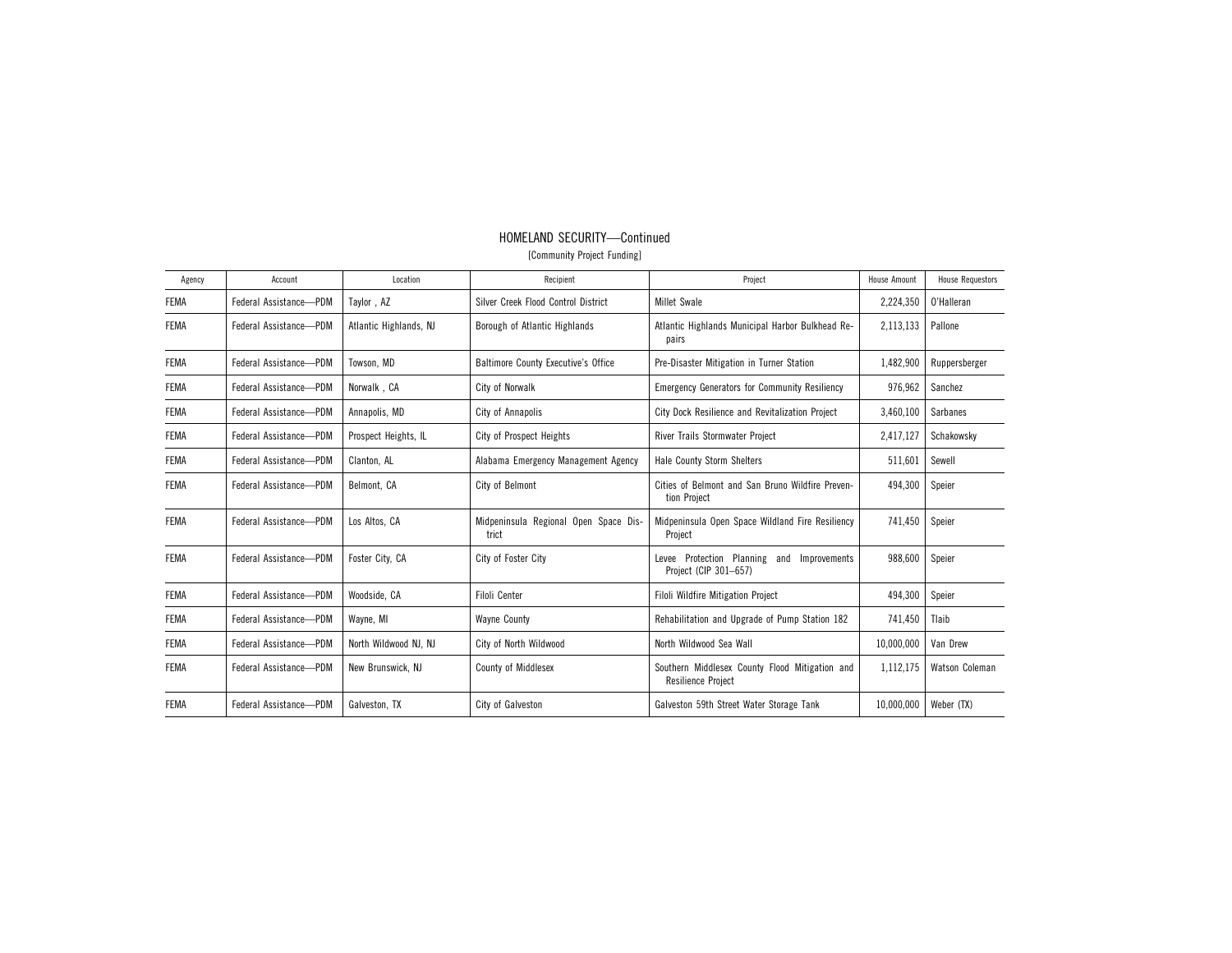## HOMELAND SECURITY—Continued

[Community Project Funding]

| Agency | Account | Location | Recipient | Project | House Amount | House Requestors |
|---|---|---|---|---|---|---|
| FEMA | Federal Assistance—PDM | Taylor , AZ | Silver Creek Flood Control District | Millet Swale | 2,224,350 | O'Halleran |
| FEMA | Federal Assistance—PDM | Atlantic Highlands, NJ | Borough of Atlantic Highlands | Atlantic Highlands Municipal Harbor Bulkhead Repairs | 2,113,133 | Pallone |
| FEMA | Federal Assistance—PDM | Towson, MD | Baltimore County Executive's Office | Pre-Disaster Mitigation in Turner Station | 1,482,900 | Ruppersberger |
| FEMA | Federal Assistance—PDM | Norwalk , CA | City of Norwalk | Emergency Generators for Community Resiliency | 976,962 | Sanchez |
| FEMA | Federal Assistance—PDM | Annapolis, MD | City of Annapolis | City Dock Resilience and Revitalization Project | 3,460,100 | Sarbanes |
| FEMA | Federal Assistance—PDM | Prospect Heights, IL | City of Prospect Heights | River Trails Stormwater Project | 2,417,127 | Schakowsky |
| FEMA | Federal Assistance—PDM | Clanton, AL | Alabama Emergency Management Agency | Hale County Storm Shelters | 511,601 | Sewell |
| FEMA | Federal Assistance—PDM | Belmont, CA | City of Belmont | Cities of Belmont and San Bruno Wildfire Prevention Project | 494,300 | Speier |
| FEMA | Federal Assistance—PDM | Los Altos, CA | Midpeninsula Regional Open Space District | Midpeninsula Open Space Wildland Fire Resiliency Project | 741,450 | Speier |
| FEMA | Federal Assistance—PDM | Foster City, CA | City of Foster City | Levee Protection Planning and Improvements Project (CIP 301–657) | 988,600 | Speier |
| FEMA | Federal Assistance—PDM | Woodside, CA | Filoli Center | Filoli Wildfire Mitigation Project | 494,300 | Speier |
| FEMA | Federal Assistance—PDM | Wayne, MI | Wayne County | Rehabilitation and Upgrade of Pump Station 182 | 741,450 | Tlaib |
| FEMA | Federal Assistance—PDM | North Wildwood NJ, NJ | City of North Wildwood | North Wildwood Sea Wall | 10,000,000 | Van Drew |
| FEMA | Federal Assistance—PDM | New Brunswick, NJ | County of Middlesex | Southern Middlesex County Flood Mitigation and Resilience Project | 1,112,175 | Watson Coleman |
| FEMA | Federal Assistance—PDM | Galveston, TX | City of Galveston | Galveston 59th Street Water Storage Tank | 10,000,000 | Weber (TX) |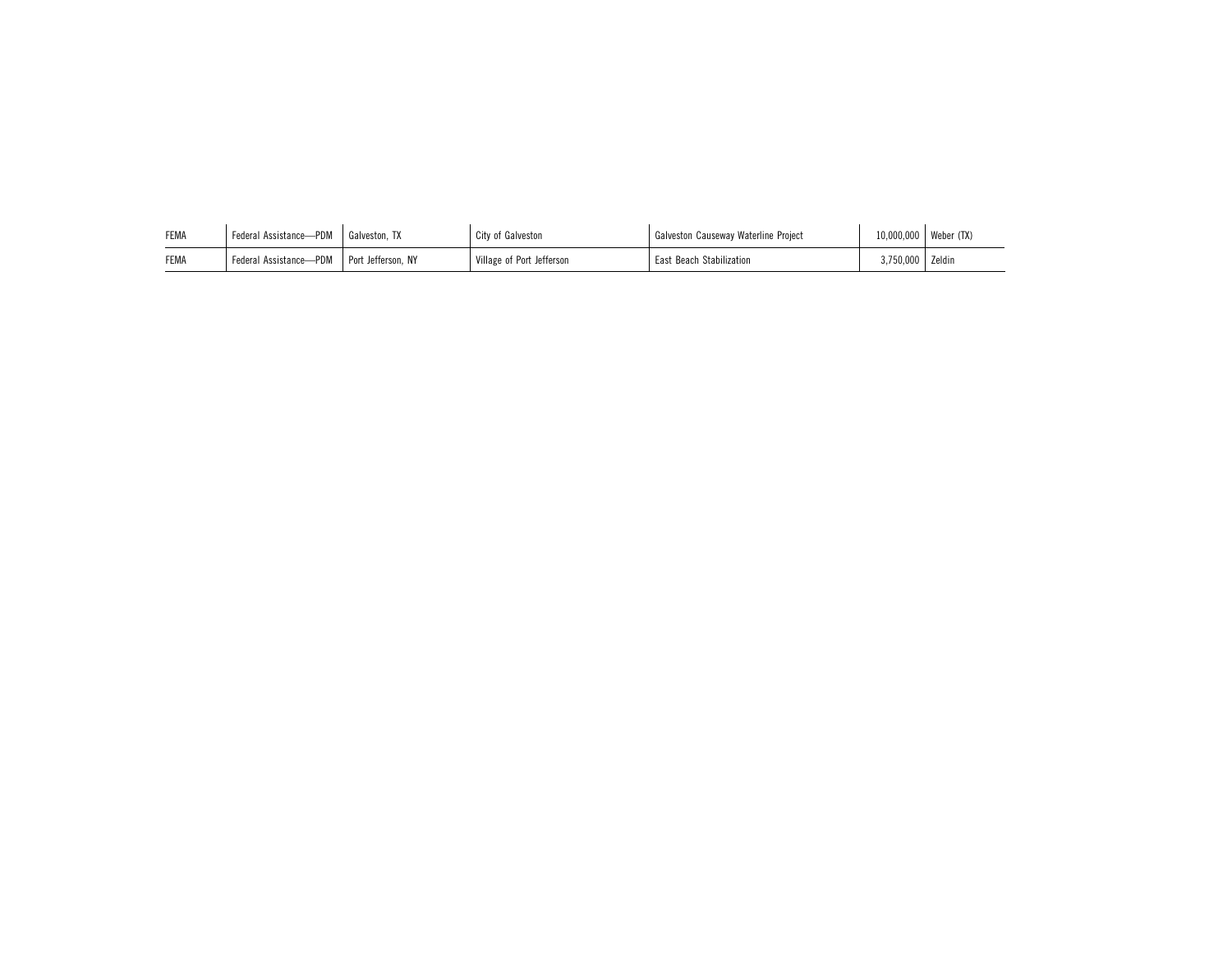| | | | | | | |
|---|---|---|---|---|---|---|
| FEMA | Federal Assistance—PDM | Galveston, TX | City of Galveston | Galveston Causeway Waterline Project | 10,000,000 | Weber (TX) |
| FEMA | Federal Assistance—PDM | Port Jefferson, NY | Village of Port Jefferson | East Beach Stabilization | 3,750,000 | Zeldin |